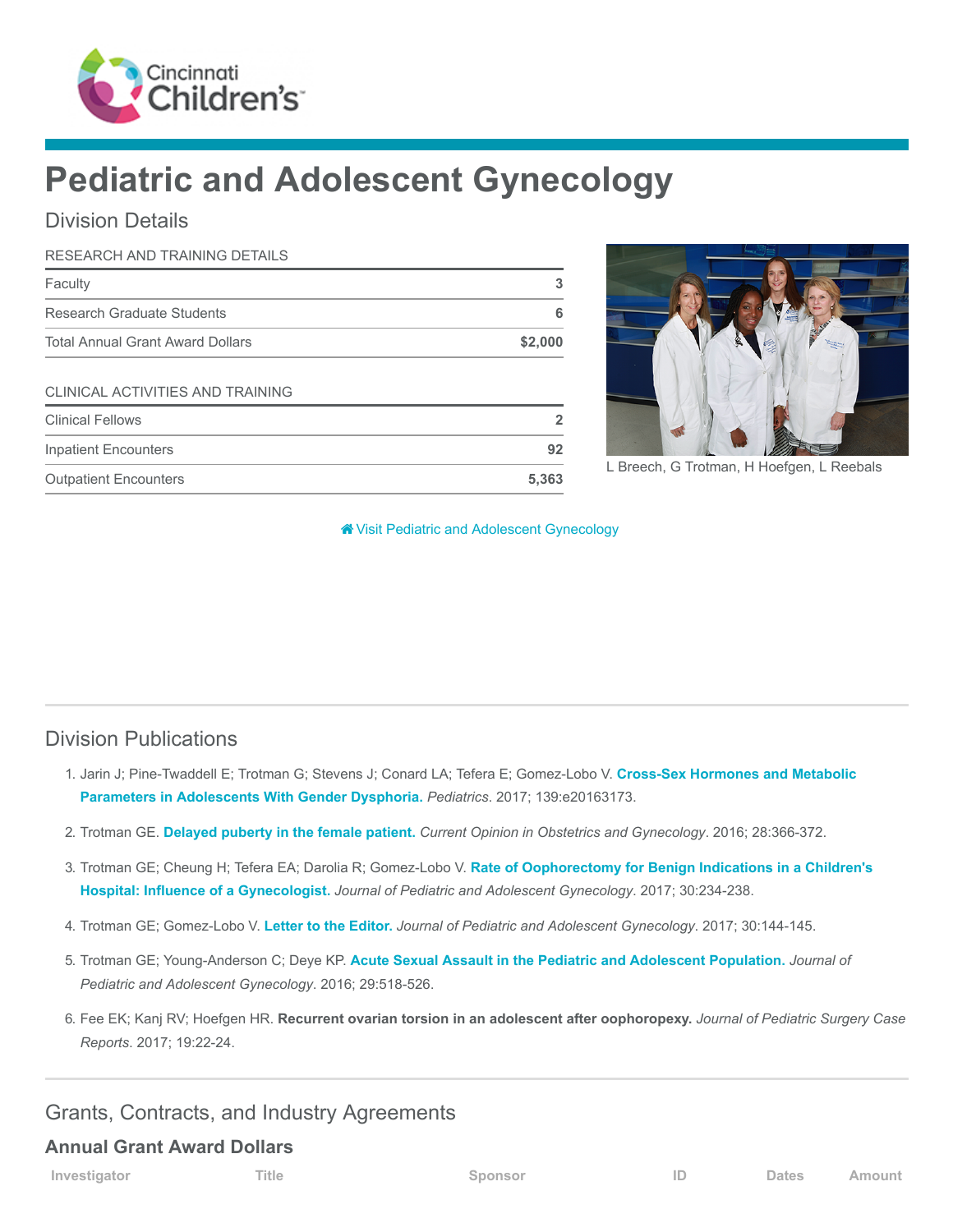# Pediatric and Adolescent Gynecology

## Division Details

| RESEARCH AND TRAINING DETAILS | |
|---|---|
| Faculty | 3 |
| Research Graduate Students | 6 |
| Total Annual Grant Award Dollars | $2,000 |

| CLINICAL ACTIVITIES AND TRAINING | |
|---|---|
| Clinical Fellows | 2 |
| Inpatient Encounters | 92 |
| Outpatient Encounters | 5,363 |

L Breech, G Trotman, H Hoefgen, L Reebals

Visit Pediatric and Adolescent Gynecology

## Division Publications

1. Jarin J; Pine-Twaddell E; Trotman G; Stevens J; Conard LA; Tefera E; Gomez-Lobo V. **Cross-Sex Hormones and Metabolic Parameters in Adolescents With Gender Dysphoria.** *Pediatrics*. 2017; 139:e20163173.
2. Trotman GE. **Delayed puberty in the female patient.** *Current Opinion in Obstetrics and Gynecology*. 2016; 28:366-372.
3. Trotman GE; Cheung H; Tefera EA; Darolia R; Gomez-Lobo V. **Rate of Oophorectomy for Benign Indications in a Children's Hospital: Influence of a Gynecologist.** *Journal of Pediatric and Adolescent Gynecology*. 2017; 30:234-238.
4. Trotman GE; Gomez-Lobo V. **Letter to the Editor.** *Journal of Pediatric and Adolescent Gynecology*. 2017; 30:144-145.
5. Trotman GE; Young-Anderson C; Deye KP. **Acute Sexual Assault in the Pediatric and Adolescent Population.** *Journal of Pediatric and Adolescent Gynecology*. 2016; 29:518-526.
6. Fee EK; Kanj RV; Hoefgen HR. **Recurrent ovarian torsion in an adolescent after oophoropexy.** *Journal of Pediatric Surgery Case Reports*. 2017; 19:22-24.

## Grants, Contracts, and Industry Agreements

### Annual Grant Award Dollars

| Investigator | Title | Sponsor | ID | Dates | Amount |
|---|---|---|---|---|---|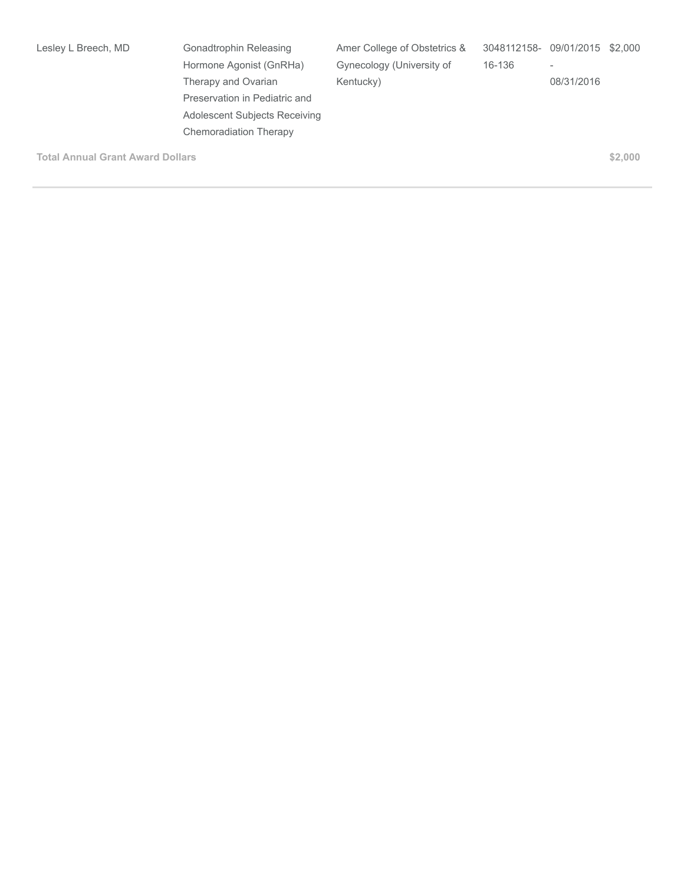| | | | | | |
|---|---|---|---|---|---|
| Lesley L Breech, MD | Gonadtrophin Releasing Hormone Agonist (GnRHa) Therapy and Ovarian Preservation in Pediatric and Adolescent Subjects Receiving Chemoradiation Therapy | Amer College of Obstetrics & Gynecology (University of Kentucky) | 3048112158-16-136 | 09/01/2015 - 08/31/2016 | $2,000 |
| **Total Annual Grant Award Dollars** | | | | | **$2,000** |